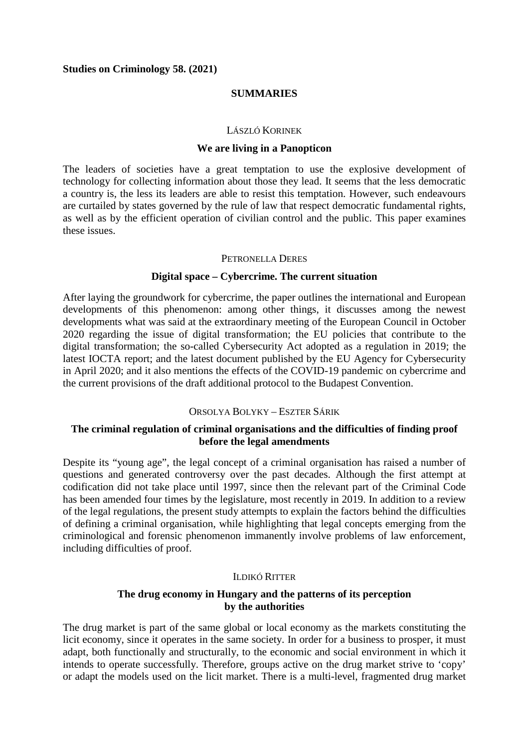**Studies on Criminology 58. (2021)**

## SUMMARIES

LÁSZLÓ KORINEK

### We are living in a Panopticon

The leaders of societies have a great temptation to use the explosive development of technology for collecting information about those they lead. It seems that the less democratic a country is, the less its leaders are able to resist this temptation. However, such endeavours are curtailed by states governed by the rule of law that respect democratic fundamental rights, as well as by the efficient operation of civilian control and the public. This paper examines these issues.

PETRONELLA DERES

### Digital space – Cybercrime. The current situation

After laying the groundwork for cybercrime, the paper outlines the international and European developments of this phenomenon: among other things, it discusses among the newest developments what was said at the extraordinary meeting of the European Council in October 2020 regarding the issue of digital transformation; the EU policies that contribute to the digital transformation; the so-called Cybersecurity Act adopted as a regulation in 2019; the latest IOCTA report; and the latest document published by the EU Agency for Cybersecurity in April 2020; and it also mentions the effects of the COVID-19 pandemic on cybercrime and the current provisions of the draft additional protocol to the Budapest Convention.

ORSOLYA BOLYKY – ESZTER SÁRIK

### The criminal regulation of criminal organisations and the difficulties of finding proof before the legal amendments

Despite its "young age", the legal concept of a criminal organisation has raised a number of questions and generated controversy over the past decades. Although the first attempt at codification did not take place until 1997, since then the relevant part of the Criminal Code has been amended four times by the legislature, most recently in 2019. In addition to a review of the legal regulations, the present study attempts to explain the factors behind the difficulties of defining a criminal organisation, while highlighting that legal concepts emerging from the criminological and forensic phenomenon immanently involve problems of law enforcement, including difficulties of proof.

ILDIKÓ RITTER

### The drug economy in Hungary and the patterns of its perception by the authorities

The drug market is part of the same global or local economy as the markets constituting the licit economy, since it operates in the same society. In order for a business to prosper, it must adapt, both functionally and structurally, to the economic and social environment in which it intends to operate successfully. Therefore, groups active on the drug market strive to 'copy' or adapt the models used on the licit market. There is a multi-level, fragmented drug market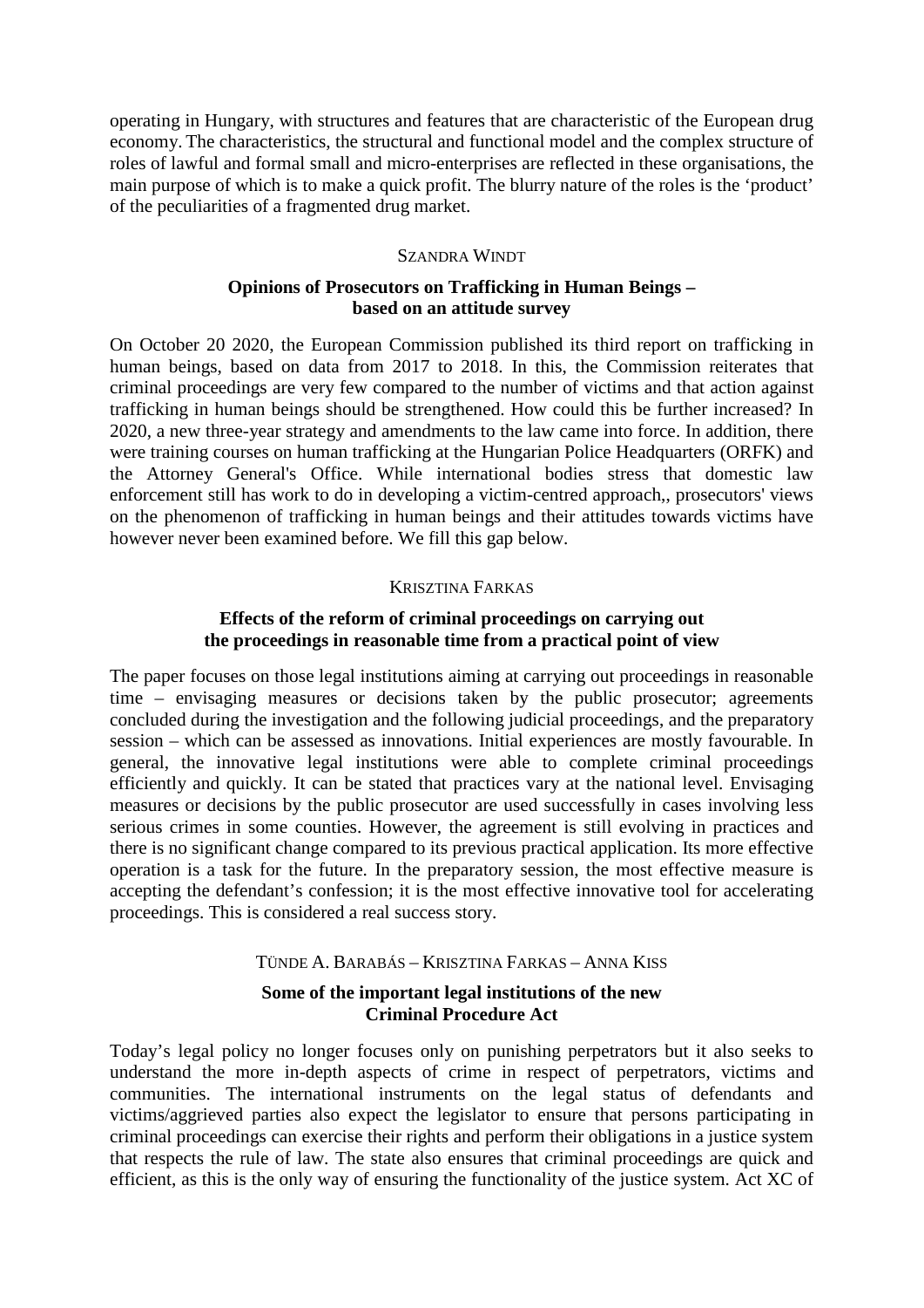operating in Hungary, with structures and features that are characteristic of the European drug economy. The characteristics, the structural and functional model and the complex structure of roles of lawful and formal small and micro-enterprises are reflected in these organisations, the main purpose of which is to make a quick profit. The blurry nature of the roles is the 'product' of the peculiarities of a fragmented drug market.

SZANDRA WINDT

**Opinions of Prosecutors on Trafficking in Human Beings – based on an attitude survey**

On October 20 2020, the European Commission published its third report on trafficking in human beings, based on data from 2017 to 2018. In this, the Commission reiterates that criminal proceedings are very few compared to the number of victims and that action against trafficking in human beings should be strengthened. How could this be further increased? In 2020, a new three-year strategy and amendments to the law came into force. In addition, there were training courses on human trafficking at the Hungarian Police Headquarters (ORFK) and the Attorney General's Office. While international bodies stress that domestic law enforcement still has work to do in developing a victim-centred approach,, prosecutors' views on the phenomenon of trafficking in human beings and their attitudes towards victims have however never been examined before. We fill this gap below.

KRISZTINA FARKAS

**Effects of the reform of criminal proceedings on carrying out the proceedings in reasonable time from a practical point of view**

The paper focuses on those legal institutions aiming at carrying out proceedings in reasonable time – envisaging measures or decisions taken by the public prosecutor; agreements concluded during the investigation and the following judicial proceedings, and the preparatory session – which can be assessed as innovations. Initial experiences are mostly favourable. In general, the innovative legal institutions were able to complete criminal proceedings efficiently and quickly. It can be stated that practices vary at the national level. Envisaging measures or decisions by the public prosecutor are used successfully in cases involving less serious crimes in some counties. However, the agreement is still evolving in practices and there is no significant change compared to its previous practical application. Its more effective operation is a task for the future. In the preparatory session, the most effective measure is accepting the defendant's confession; it is the most effective innovative tool for accelerating proceedings. This is considered a real success story.

TÜNDE A. BARABÁS – KRISZTINA FARKAS – ANNA KISS

**Some of the important legal institutions of the new Criminal Procedure Act**

Today's legal policy no longer focuses only on punishing perpetrators but it also seeks to understand the more in-depth aspects of crime in respect of perpetrators, victims and communities. The international instruments on the legal status of defendants and victims/aggrieved parties also expect the legislator to ensure that persons participating in criminal proceedings can exercise their rights and perform their obligations in a justice system that respects the rule of law. The state also ensures that criminal proceedings are quick and efficient, as this is the only way of ensuring the functionality of the justice system. Act XC of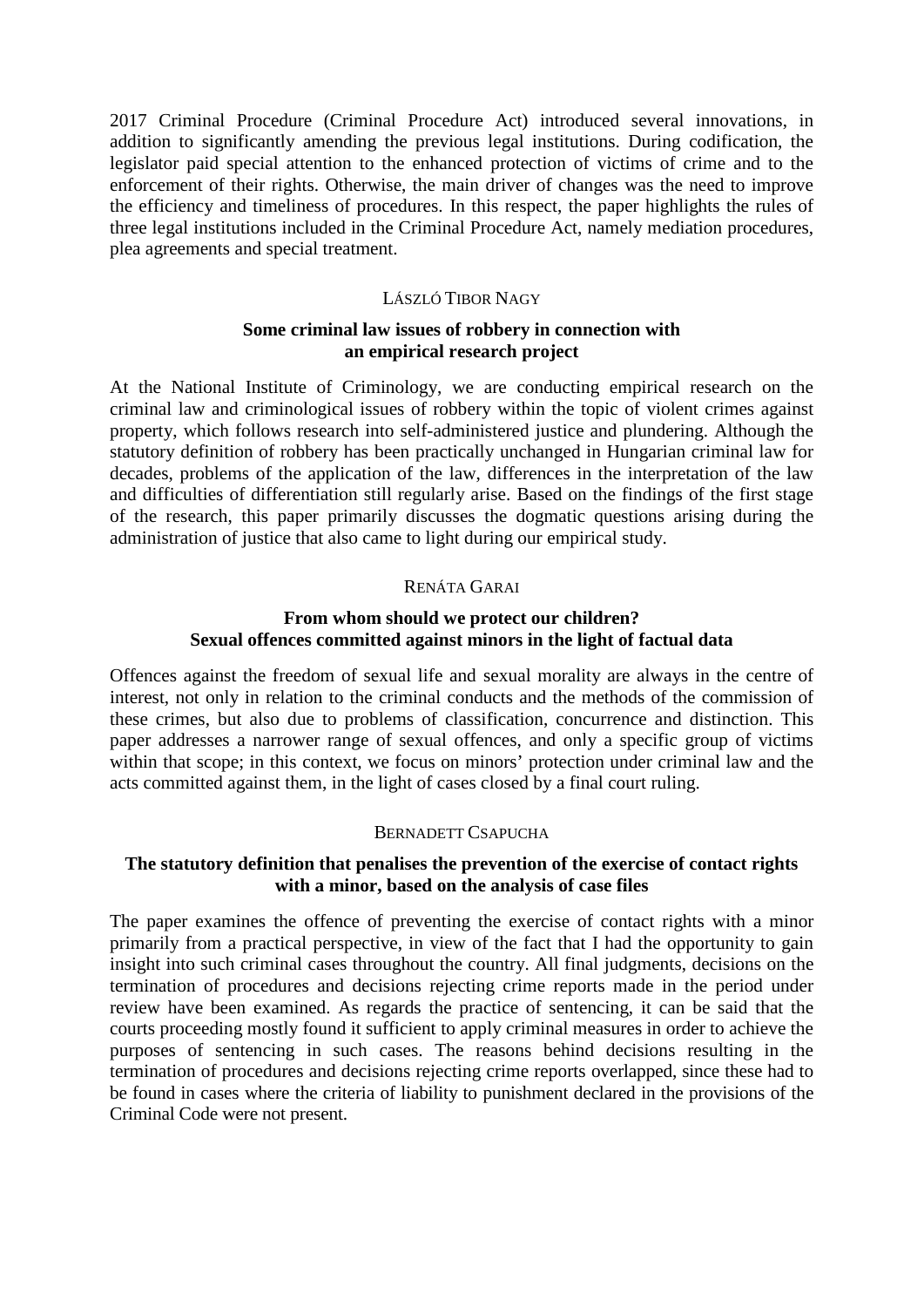2017 Criminal Procedure (Criminal Procedure Act) introduced several innovations, in addition to significantly amending the previous legal institutions. During codification, the legislator paid special attention to the enhanced protection of victims of crime and to the enforcement of their rights. Otherwise, the main driver of changes was the need to improve the efficiency and timeliness of procedures. In this respect, the paper highlights the rules of three legal institutions included in the Criminal Procedure Act, namely mediation procedures, plea agreements and special treatment.

LÁSZLÓ TIBOR NAGY

### Some criminal law issues of robbery in connection with an empirical research project

At the National Institute of Criminology, we are conducting empirical research on the criminal law and criminological issues of robbery within the topic of violent crimes against property, which follows research into self-administered justice and plundering. Although the statutory definition of robbery has been practically unchanged in Hungarian criminal law for decades, problems of the application of the law, differences in the interpretation of the law and difficulties of differentiation still regularly arise. Based on the findings of the first stage of the research, this paper primarily discusses the dogmatic questions arising during the administration of justice that also came to light during our empirical study.

RENÁTA GARAI

### From whom should we protect our children? Sexual offences committed against minors in the light of factual data

Offences against the freedom of sexual life and sexual morality are always in the centre of interest, not only in relation to the criminal conducts and the methods of the commission of these crimes, but also due to problems of classification, concurrence and distinction. This paper addresses a narrower range of sexual offences, and only a specific group of victims within that scope; in this context, we focus on minors' protection under criminal law and the acts committed against them, in the light of cases closed by a final court ruling.

BERNADETT CSAPUCHA

### The statutory definition that penalises the prevention of the exercise of contact rights with a minor, based on the analysis of case files

The paper examines the offence of preventing the exercise of contact rights with a minor primarily from a practical perspective, in view of the fact that I had the opportunity to gain insight into such criminal cases throughout the country. All final judgments, decisions on the termination of procedures and decisions rejecting crime reports made in the period under review have been examined. As regards the practice of sentencing, it can be said that the courts proceeding mostly found it sufficient to apply criminal measures in order to achieve the purposes of sentencing in such cases. The reasons behind decisions resulting in the termination of procedures and decisions rejecting crime reports overlapped, since these had to be found in cases where the criteria of liability to punishment declared in the provisions of the Criminal Code were not present.